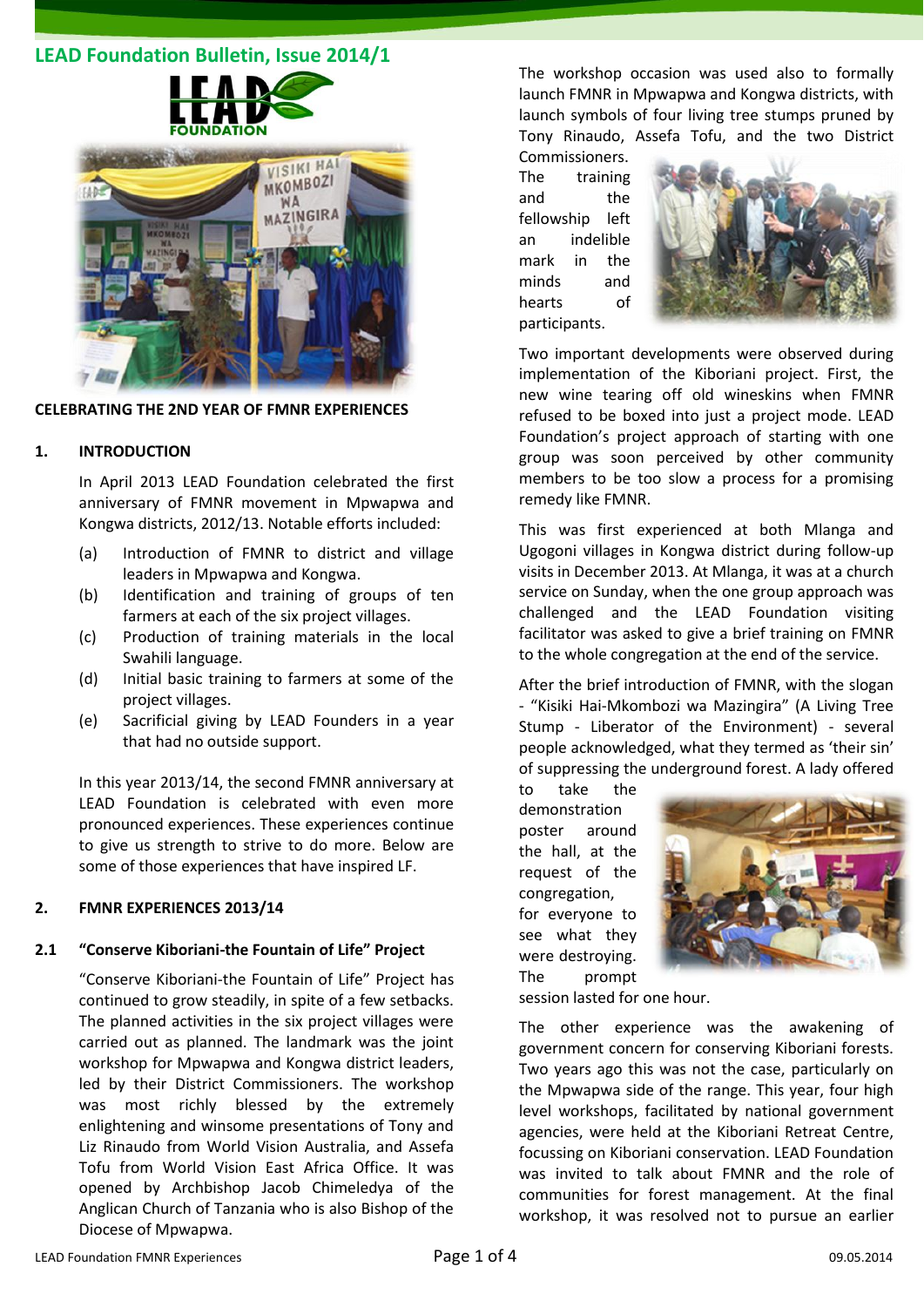# LEAD Foundation Bulletin, Issue 2014/1

**CELEBRATING THE 2ND YEAR OF FMNR EXPERIENCES**

## 1. INTRODUCTION

In April 2013 LEAD Foundation celebrated the first anniversary of FMNR movement in Mpwapwa and Kongwa districts, 2012/13. Notable efforts included:

(a) Introduction of FMNR to district and village leaders in Mpwapwa and Kongwa.

(b) Identification and training of groups of ten farmers at each of the six project villages.

(c) Production of training materials in the local Swahili language.

(d) Initial basic training to farmers at some of the project villages.

(e) Sacrificial giving by LEAD Founders in a year that had no outside support.

In this year 2013/14, the second FMNR anniversary at LEAD Foundation is celebrated with even more pronounced experiences. These experiences continue to give us strength to strive to do more. Below are some of those experiences that have inspired LF.

## 2. FMNR EXPERIENCES 2013/14

### 2.1 "Conserve Kiboriani-the Fountain of Life" Project

"Conserve Kiboriani-the Fountain of Life" Project has continued to grow steadily, in spite of a few setbacks. The planned activities in the six project villages were carried out as planned. The landmark was the joint workshop for Mpwapwa and Kongwa district leaders, led by their District Commissioners. The workshop was most richly blessed by the extremely enlightening and winsome presentations of Tony and Liz Rinaudo from World Vision Australia, and Assefa Tofu from World Vision East Africa Office. It was opened by Archbishop Jacob Chimeledya of the Anglican Church of Tanzania who is also Bishop of the Diocese of Mpwapwa.

The workshop occasion was used also to formally launch FMNR in Mpwapwa and Kongwa districts, with launch symbols of four living tree stumps pruned by Tony Rinaudo, Assefa Tofu, and the two District Commissioners. The training and the fellowship left an indelible mark in the minds and hearts of participants.

Two important developments were observed during implementation of the Kiboriani project. First, the new wine tearing off old wineskins when FMNR refused to be boxed into just a project mode. LEAD Foundation's project approach of starting with one group was soon perceived by other community members to be too slow a process for a promising remedy like FMNR.

This was first experienced at both Mlanga and Ugogoni villages in Kongwa district during follow-up visits in December 2013. At Mlanga, it was at a church service on Sunday, when the one group approach was challenged and the LEAD Foundation visiting facilitator was asked to give a brief training on FMNR to the whole congregation at the end of the service.

After the brief introduction of FMNR, with the slogan - "Kisiki Hai-Mkombozi wa Mazingira" (A Living Tree Stump - Liberator of the Environment) - several people acknowledged, what they termed as 'their sin' of suppressing the underground forest. A lady offered to take the demonstration poster around the hall, at the request of the congregation, for everyone to see what they were destroying. The prompt session lasted for one hour.

The other experience was the awakening of government concern for conserving Kiboriani forests. Two years ago this was not the case, particularly on the Mpwapwa side of the range. This year, four high level workshops, facilitated by national government agencies, were held at the Kiboriani Retreat Centre, focussing on Kiboriani conservation. LEAD Foundation was invited to talk about FMNR and the role of communities for forest management. At the final workshop, it was resolved not to pursue an earlier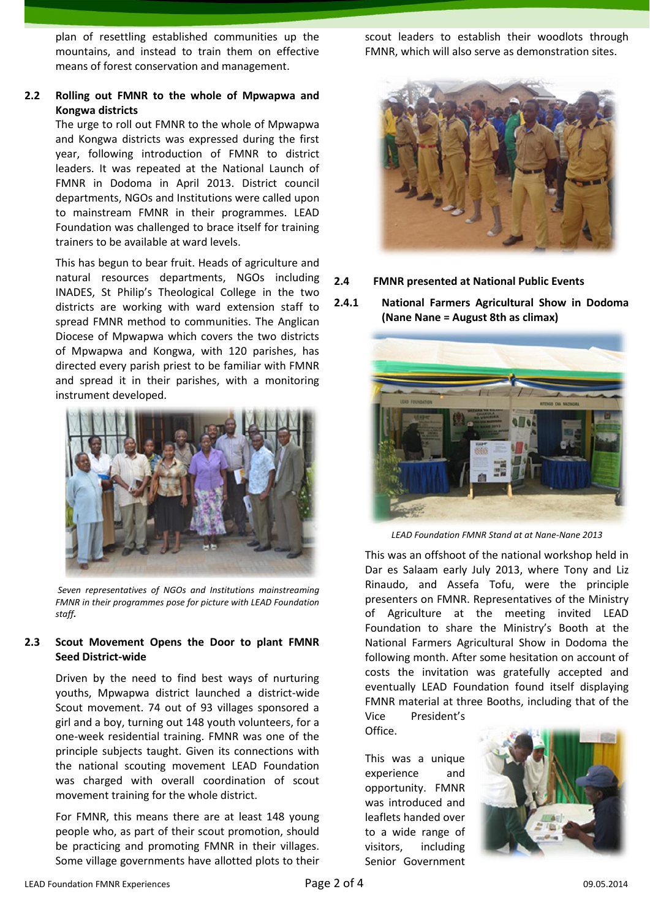plan of resettling established communities up the mountains, and instead to train them on effective means of forest conservation and management.

## 2.2 Rolling out FMNR to the whole of Mpwapwa and Kongwa districts

The urge to roll out FMNR to the whole of Mpwapwa and Kongwa districts was expressed during the first year, following introduction of FMNR to district leaders. It was repeated at the National Launch of FMNR in Dodoma in April 2013. District council departments, NGOs and Institutions were called upon to mainstream FMNR in their programmes. LEAD Foundation was challenged to brace itself for training trainers to be available at ward levels.

This has begun to bear fruit. Heads of agriculture and natural resources departments, NGOs including INADES, St Philip's Theological College in the two districts are working with ward extension staff to spread FMNR method to communities. The Anglican Diocese of Mpwapwa which covers the two districts of Mpwapwa and Kongwa, with 120 parishes, has directed every parish priest to be familiar with FMNR and spread it in their parishes, with a monitoring instrument developed.

*Seven representatives of NGOs and Institutions mainstreaming FMNR in their programmes pose for picture with LEAD Foundation staff.*

## 2.3 Scout Movement Opens the Door to plant FMNR Seed District-wide

Driven by the need to find best ways of nurturing youths, Mpwapwa district launched a district-wide Scout movement. 74 out of 93 villages sponsored a girl and a boy, turning out 148 youth volunteers, for a one-week residential training. FMNR was one of the principle subjects taught. Given its connections with the national scouting movement LEAD Foundation was charged with overall coordination of scout movement training for the whole district.

For FMNR, this means there are at least 148 young people who, as part of their scout promotion, should be practicing and promoting FMNR in their villages. Some village governments have allotted plots to their scout leaders to establish their woodlots through FMNR, which will also serve as demonstration sites.

## 2.4 FMNR presented at National Public Events

### 2.4.1 National Farmers Agricultural Show in Dodoma (Nane Nane = August 8th as climax)

*LEAD Foundation FMNR Stand at at Nane-Nane 2013*

This was an offshoot of the national workshop held in Dar es Salaam early July 2013, where Tony and Liz Rinaudo, and Assefa Tofu, were the principle presenters on FMNR. Representatives of the Ministry of Agriculture at the meeting invited LEAD Foundation to share the Ministry's Booth at the National Farmers Agricultural Show in Dodoma the following month. After some hesitation on account of costs the invitation was gratefully accepted and eventually LEAD Foundation found itself displaying FMNR material at three Booths, including that of the Vice President's Office.

This was a unique experience and opportunity. FMNR was introduced and leaflets handed over to a wide range of visitors, including Senior Government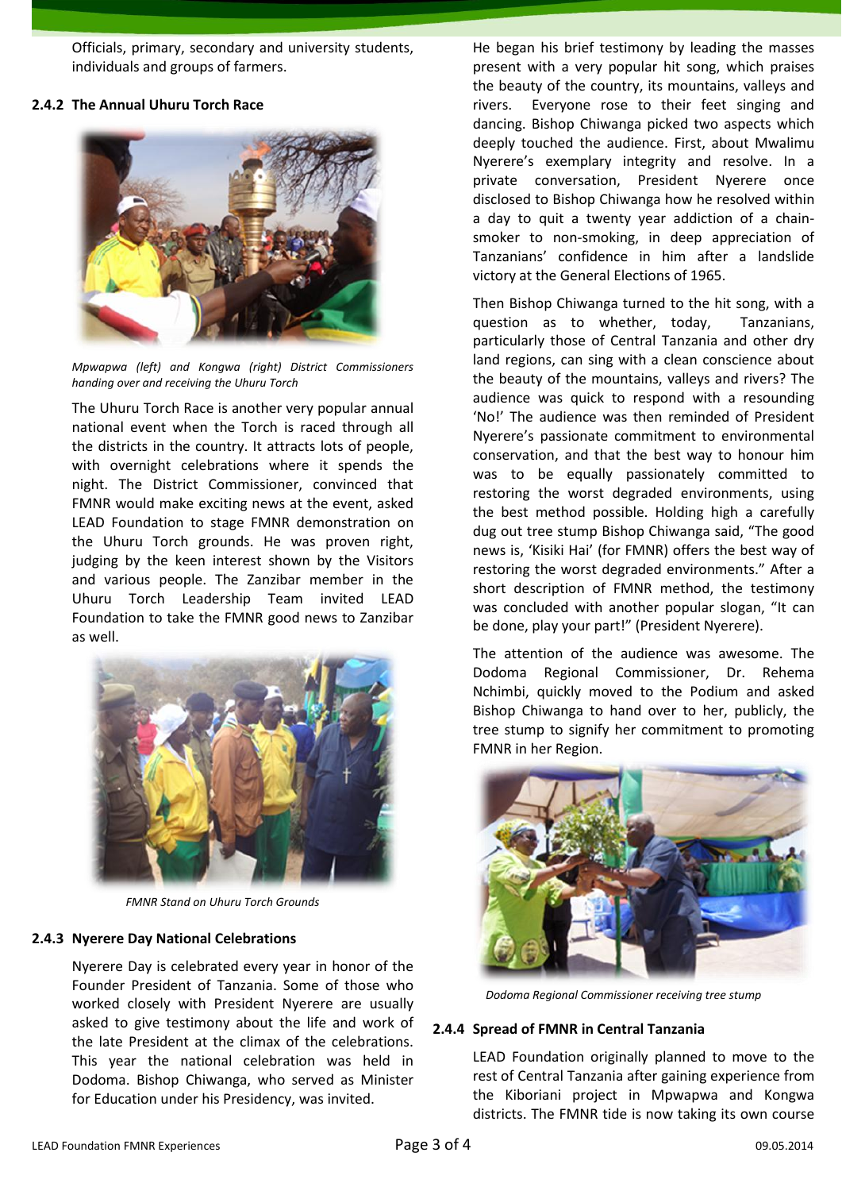Officials, primary, secondary and university students, individuals and groups of farmers.

### 2.4.2 The Annual Uhuru Torch Race

*Mpwapwa (left) and Kongwa (right) District Commissioners handing over and receiving the Uhuru Torch*

The Uhuru Torch Race is another very popular annual national event when the Torch is raced through all the districts in the country. It attracts lots of people, with overnight celebrations where it spends the night. The District Commissioner, convinced that FMNR would make exciting news at the event, asked LEAD Foundation to stage FMNR demonstration on the Uhuru Torch grounds. He was proven right, judging by the keen interest shown by the Visitors and various people. The Zanzibar member in the Uhuru Torch Leadership Team invited LEAD Foundation to take the FMNR good news to Zanzibar as well.

*FMNR Stand on Uhuru Torch Grounds*

### 2.4.3 Nyerere Day National Celebrations

Nyerere Day is celebrated every year in honor of the Founder President of Tanzania. Some of those who worked closely with President Nyerere are usually asked to give testimony about the life and work of the late President at the climax of the celebrations. This year the national celebration was held in Dodoma. Bishop Chiwanga, who served as Minister for Education under his Presidency, was invited.

He began his brief testimony by leading the masses present with a very popular hit song, which praises the beauty of the country, its mountains, valleys and rivers. Everyone rose to their feet singing and dancing. Bishop Chiwanga picked two aspects which deeply touched the audience. First, about Mwalimu Nyerere's exemplary integrity and resolve. In a private conversation, President Nyerere once disclosed to Bishop Chiwanga how he resolved within a day to quit a twenty year addiction of a chain-smoker to non-smoking, in deep appreciation of Tanzanians' confidence in him after a landslide victory at the General Elections of 1965.

Then Bishop Chiwanga turned to the hit song, with a question as to whether, today, Tanzanians, particularly those of Central Tanzania and other dry land regions, can sing with a clean conscience about the beauty of the mountains, valleys and rivers? The audience was quick to respond with a resounding 'No!' The audience was then reminded of President Nyerere's passionate commitment to environmental conservation, and that the best way to honour him was to be equally passionately committed to restoring the worst degraded environments, using the best method possible. Holding high a carefully dug out tree stump Bishop Chiwanga said, "The good news is, 'Kisiki Hai' (for FMNR) offers the best way of restoring the worst degraded environments." After a short description of FMNR method, the testimony was concluded with another popular slogan, "It can be done, play your part!" (President Nyerere).

The attention of the audience was awesome. The Dodoma Regional Commissioner, Dr. Rehema Nchimbi, quickly moved to the Podium and asked Bishop Chiwanga to hand over to her, publicly, the tree stump to signify her commitment to promoting FMNR in her Region.

*Dodoma Regional Commissioner receiving tree stump*

### 2.4.4 Spread of FMNR in Central Tanzania

LEAD Foundation originally planned to move to the rest of Central Tanzania after gaining experience from the Kiboriani project in Mpwapwa and Kongwa districts. The FMNR tide is now taking its own course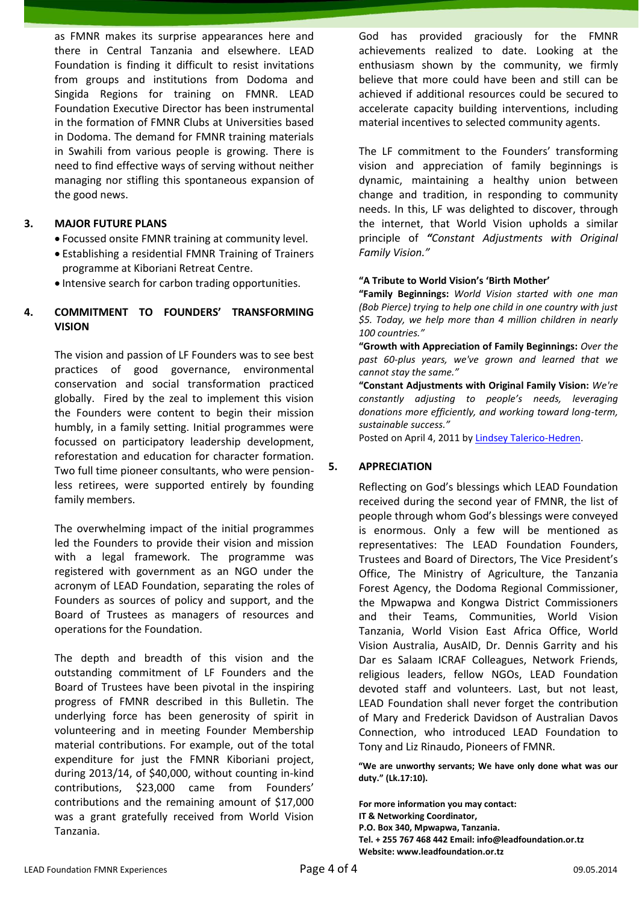as FMNR makes its surprise appearances here and there in Central Tanzania and elsewhere. LEAD Foundation is finding it difficult to resist invitations from groups and institutions from Dodoma and Singida Regions for training on FMNR. LEAD Foundation Executive Director has been instrumental in the formation of FMNR Clubs at Universities based in Dodoma. The demand for FMNR training materials in Swahili from various people is growing. There is need to find effective ways of serving without neither managing nor stifling this spontaneous expansion of the good news.

## 3. MAJOR FUTURE PLANS

- Focussed onsite FMNR training at community level.
- Establishing a residential FMNR Training of Trainers programme at Kiboriani Retreat Centre.
- Intensive search for carbon trading opportunities.

## 4. COMMITMENT TO FOUNDERS' TRANSFORMING VISION

The vision and passion of LF Founders was to see best practices of good governance, environmental conservation and social transformation practiced globally. Fired by the zeal to implement this vision the Founders were content to begin their mission humbly, in a family setting. Initial programmes were focussed on participatory leadership development, reforestation and education for character formation. Two full time pioneer consultants, who were pension-less retirees, were supported entirely by founding family members.

The overwhelming impact of the initial programmes led the Founders to provide their vision and mission with a legal framework. The programme was registered with government as an NGO under the acronym of LEAD Foundation, separating the roles of Founders as sources of policy and support, and the Board of Trustees as managers of resources and operations for the Foundation.

The depth and breadth of this vision and the outstanding commitment of LF Founders and the Board of Trustees have been pivotal in the inspiring progress of FMNR described in this Bulletin. The underlying force has been generosity of spirit in volunteering and in meeting Founder Membership material contributions. For example, out of the total expenditure for just the FMNR Kiboriani project, during 2013/14, of $40,000, without counting in-kind contributions, $23,000 came from Founders' contributions and the remaining amount of $17,000 was a grant gratefully received from World Vision Tanzania.

God has provided graciously for the FMNR achievements realized to date. Looking at the enthusiasm shown by the community, we firmly believe that more could have been and still can be achieved if additional resources could be secured to accelerate capacity building interventions, including material incentives to selected community agents.

The LF commitment to the Founders' transforming vision and appreciation of family beginnings is dynamic, maintaining a healthy union between change and tradition, in responding to community needs. In this, LF was delighted to discover, through the internet, that World Vision upholds a similar principle of ***"Constant Adjustments with Original Family Vision."***

**"A Tribute to World Vision's 'Birth Mother'**

**"Family Beginnings:** *World Vision started with one man (Bob Pierce) trying to help one child in one country with just $5. Today, we help more than 4 million children in nearly 100 countries."*

**"Growth with Appreciation of Family Beginnings:** *Over the past 60-plus years, we've grown and learned that we cannot stay the same."*

**"Constant Adjustments with Original Family Vision:** *We're constantly adjusting to people's needs, leveraging donations more efficiently, and working toward long-term, sustainable success."*

Posted on April 4, 2011 by Lindsey Talerico-Hedren.

## 5. APPRECIATION

Reflecting on God's blessings which LEAD Foundation received during the second year of FMNR, the list of people through whom God's blessings were conveyed is enormous. Only a few will be mentioned as representatives: The LEAD Foundation Founders, Trustees and Board of Directors, The Vice President's Office, The Ministry of Agriculture, the Tanzania Forest Agency, the Dodoma Regional Commissioner, the Mpwapwa and Kongwa District Commissioners and their Teams, Communities, World Vision Tanzania, World Vision East Africa Office, World Vision Australia, AusAID, Dr. Dennis Garrity and his Dar es Salaam ICRAF Colleagues, Network Friends, religious leaders, fellow NGOs, LEAD Foundation devoted staff and volunteers. Last, but not least, LEAD Foundation shall never forget the contribution of Mary and Frederick Davidson of Australian Davos Connection, who introduced LEAD Foundation to Tony and Liz Rinaudo, Pioneers of FMNR.

**"We are unworthy servants; We have only done what was our duty." (Lk.17:10).**

**For more information you may contact:**
**IT & Networking Coordinator,**
**P.O. Box 340, Mpwapwa, Tanzania.**
**Tel. + 255 767 468 442 Email: info@leadfoundation.or.tz**
**Website: www.leadfoundation.or.tz**